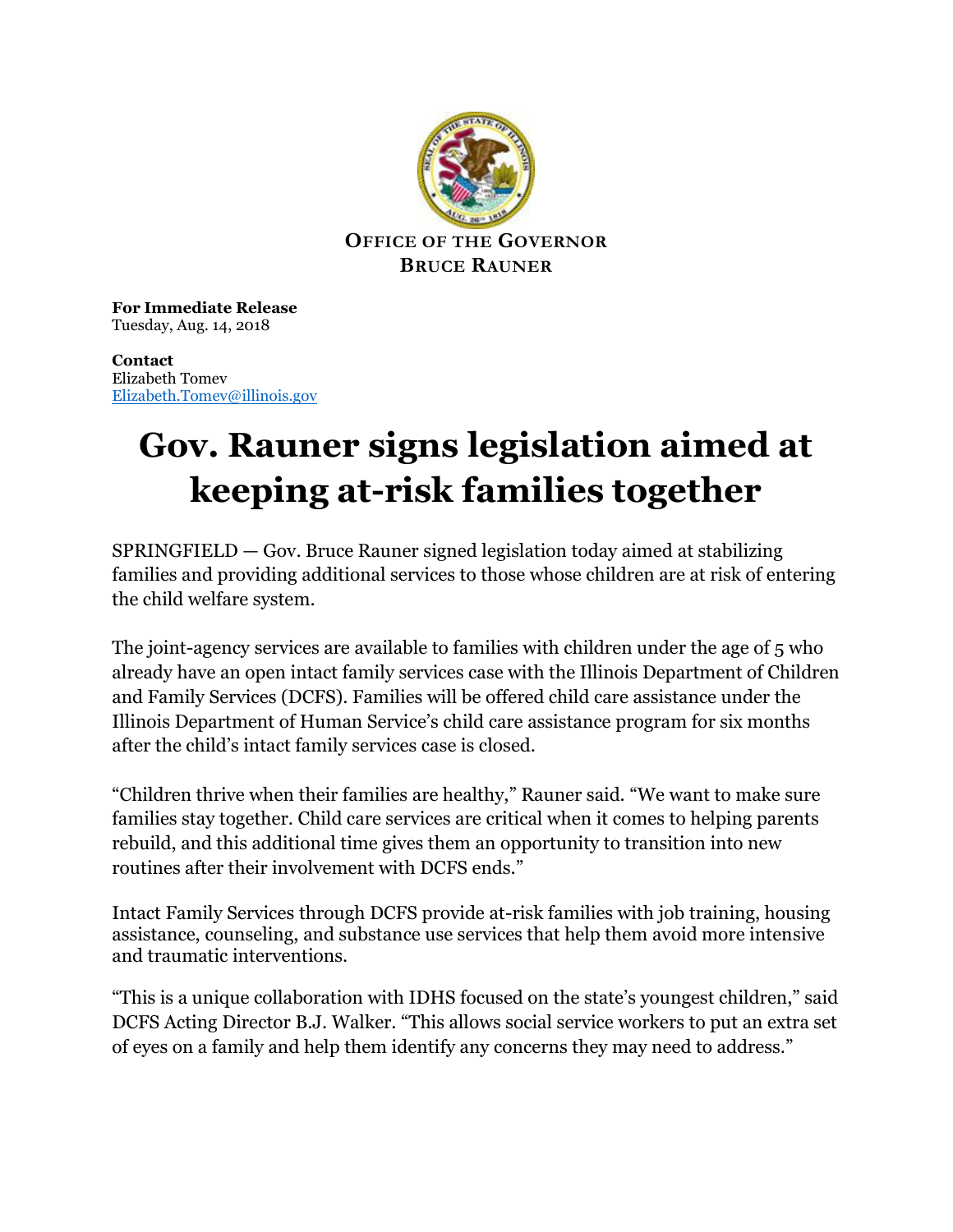**Office of the Governor**
**Bruce Rauner**

**For Immediate Release**
Tuesday, Aug. 14, 2018

**Contact**
Elizabeth Tomev
Elizabeth.Tomev@illinois.gov

# Gov. Rauner signs legislation aimed at keeping at-risk families together

SPRINGFIELD — Gov. Bruce Rauner signed legislation today aimed at stabilizing families and providing additional services to those whose children are at risk of entering the child welfare system.

The joint-agency services are available to families with children under the age of 5 who already have an open intact family services case with the Illinois Department of Children and Family Services (DCFS). Families will be offered child care assistance under the Illinois Department of Human Service's child care assistance program for six months after the child's intact family services case is closed.

"Children thrive when their families are healthy," Rauner said. "We want to make sure families stay together. Child care services are critical when it comes to helping parents rebuild, and this additional time gives them an opportunity to transition into new routines after their involvement with DCFS ends."

Intact Family Services through DCFS provide at-risk families with job training, housing assistance, counseling, and substance use services that help them avoid more intensive and traumatic interventions.

"This is a unique collaboration with IDHS focused on the state's youngest children," said DCFS Acting Director B.J. Walker. "This allows social service workers to put an extra set of eyes on a family and help them identify any concerns they may need to address."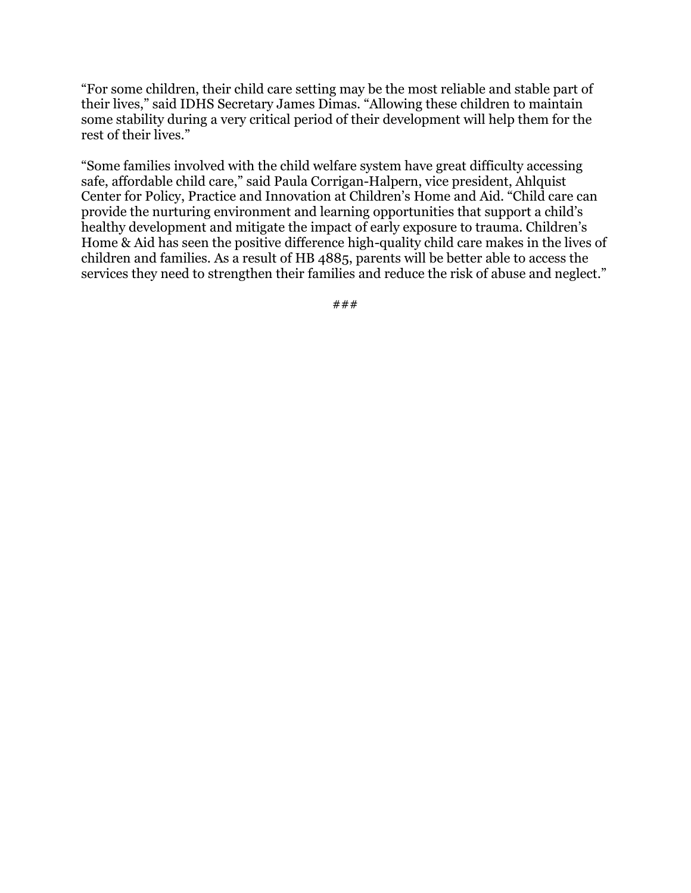"For some children, their child care setting may be the most reliable and stable part of their lives," said IDHS Secretary James Dimas. "Allowing these children to maintain some stability during a very critical period of their development will help them for the rest of their lives."

"Some families involved with the child welfare system have great difficulty accessing safe, affordable child care," said Paula Corrigan-Halpern, vice president, Ahlquist Center for Policy, Practice and Innovation at Children's Home and Aid. "Child care can provide the nurturing environment and learning opportunities that support a child's healthy development and mitigate the impact of early exposure to trauma. Children's Home & Aid has seen the positive difference high-quality child care makes in the lives of children and families. As a result of HB 4885, parents will be better able to access the services they need to strengthen their families and reduce the risk of abuse and neglect."

###